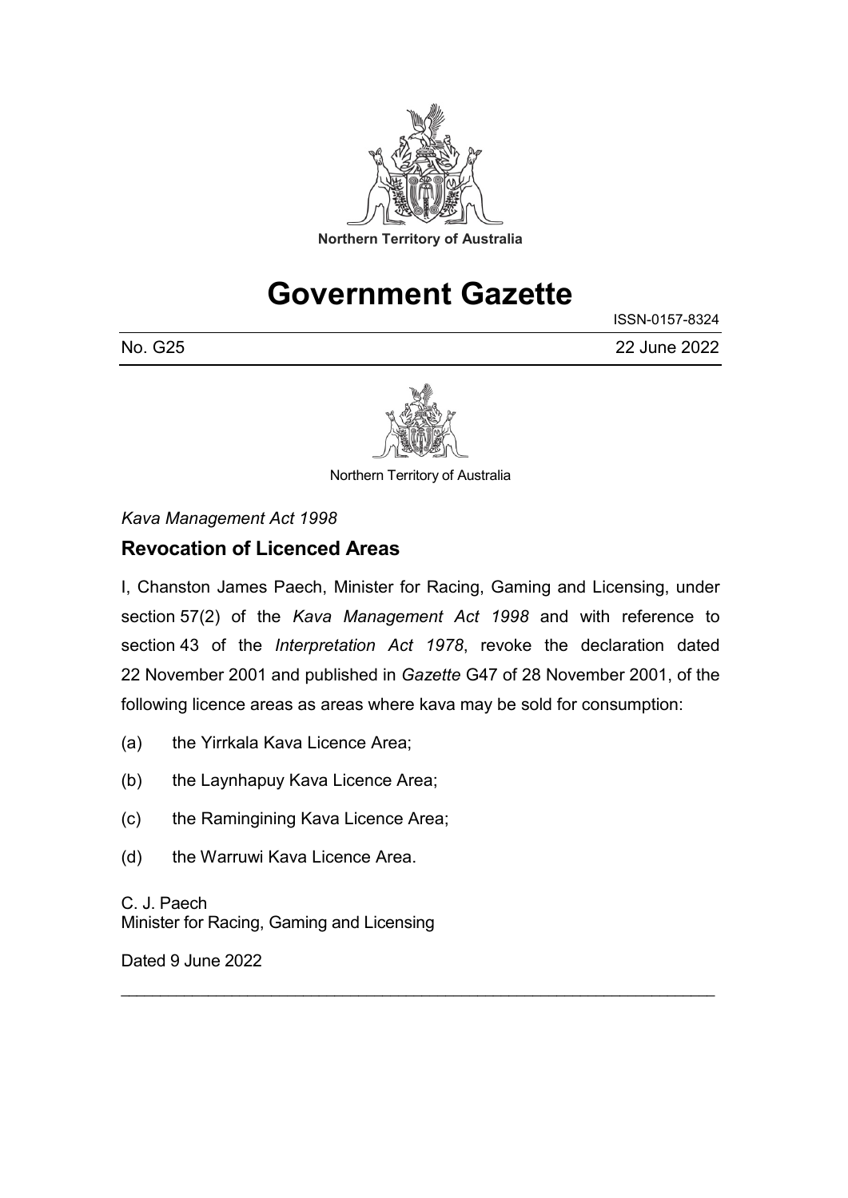Northern Territory of Australia

# Government Gazette

ISSN-0157-8324

No. G25 22 June 2022

Northern Territory of Australia

*Kava Management Act 1998*

## Revocation of Licenced Areas

I, Chanston James Paech, Minister for Racing, Gaming and Licensing, under section 57(2) of the *Kava Management Act 1998* and with reference to section 43 of the *Interpretation Act 1978*, revoke the declaration dated 22 November 2001 and published in *Gazette* G47 of 28 November 2001, of the following licence areas as areas where kava may be sold for consumption:

(a) the Yirrkala Kava Licence Area;

(b) the Laynhapuy Kava Licence Area;

(c) the Ramingining Kava Licence Area;

(d) the Warruwi Kava Licence Area.

C. J. Paech
Minister for Racing, Gaming and Licensing

Dated 9 June 2022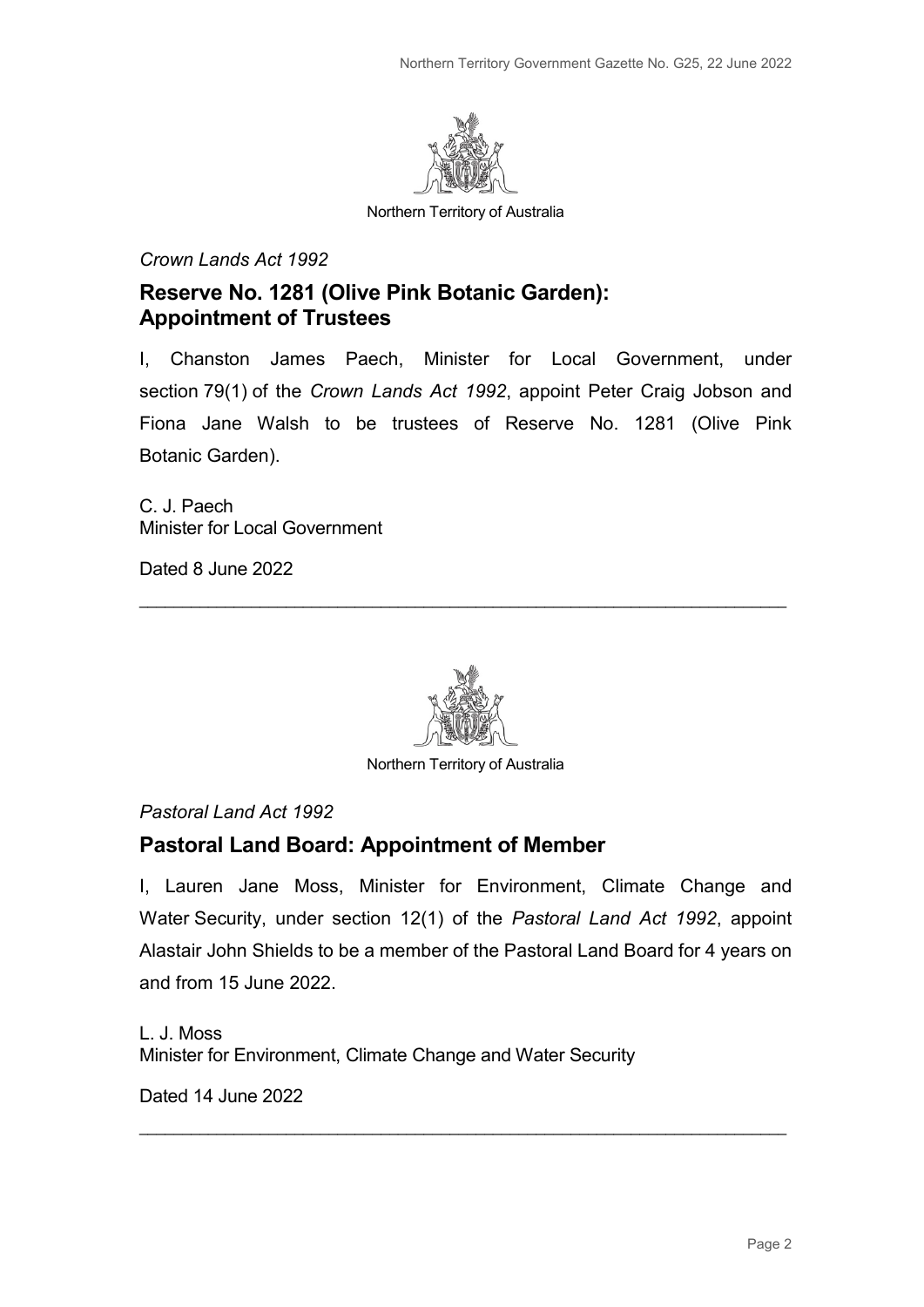Northern Territory of Australia

*Crown Lands Act 1992*

## Reserve No. 1281 (Olive Pink Botanic Garden): Appointment of Trustees

I, Chanston James Paech, Minister for Local Government, under section 79(1) of the *Crown Lands Act 1992*, appoint Peter Craig Jobson and Fiona Jane Walsh to be trustees of Reserve No. 1281 (Olive Pink Botanic Garden).

C. J. Paech
Minister for Local Government

Dated 8 June 2022

---

Northern Territory of Australia

*Pastoral Land Act 1992*

## Pastoral Land Board: Appointment of Member

I, Lauren Jane Moss, Minister for Environment, Climate Change and Water Security, under section 12(1) of the *Pastoral Land Act 1992*, appoint Alastair John Shields to be a member of the Pastoral Land Board for 4 years on and from 15 June 2022.

L. J. Moss
Minister for Environment, Climate Change and Water Security

Dated 14 June 2022

---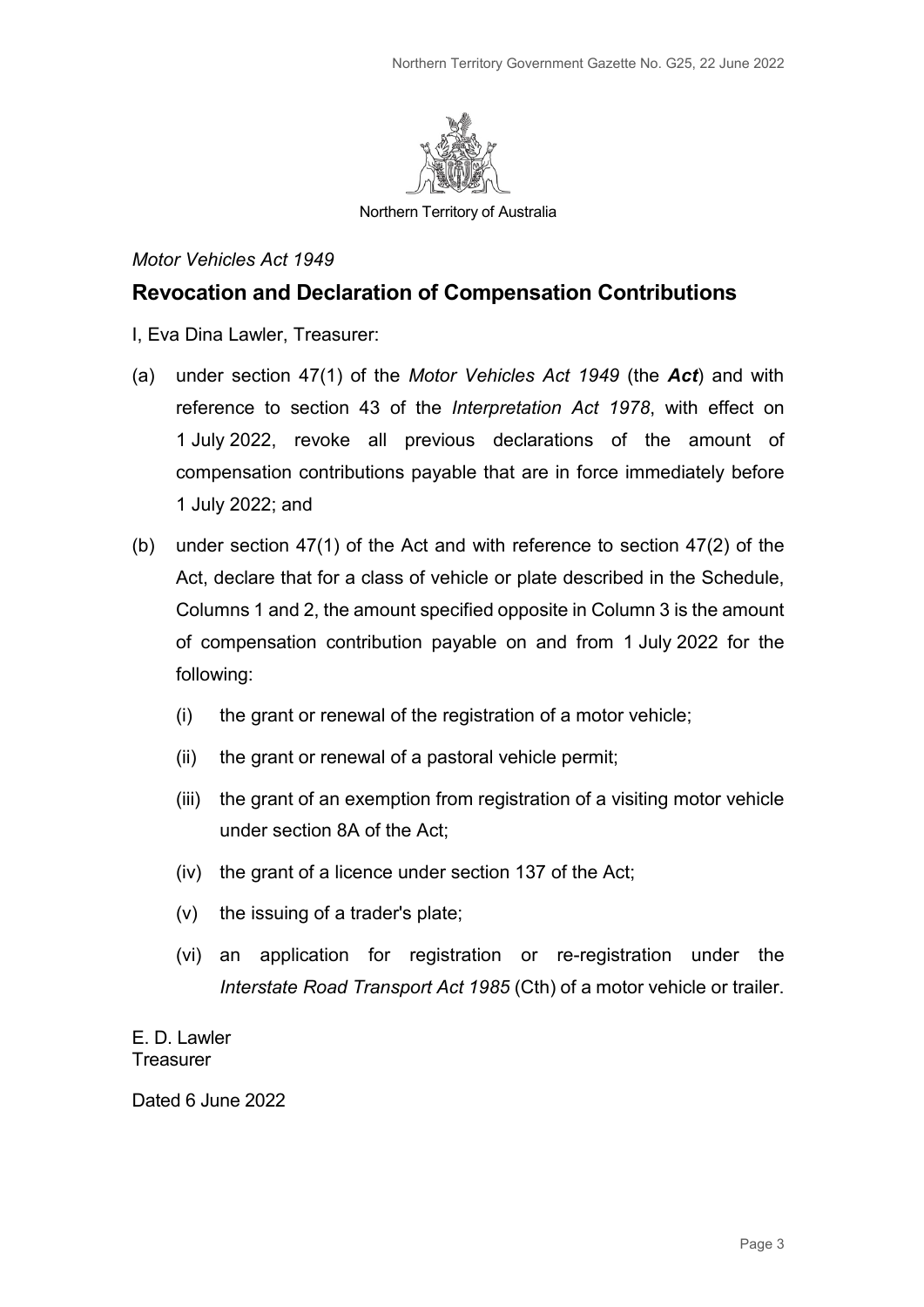Northern Territory of Australia

*Motor Vehicles Act 1949*

## Revocation and Declaration of Compensation Contributions

I, Eva Dina Lawler, Treasurer:

(a) under section 47(1) of the *Motor Vehicles Act 1949* (the ***Act***) and with reference to section 43 of the *Interpretation Act 1978*, with effect on 1 July 2022, revoke all previous declarations of the amount of compensation contributions payable that are in force immediately before 1 July 2022; and

(b) under section 47(1) of the Act and with reference to section 47(2) of the Act, declare that for a class of vehicle or plate described in the Schedule, Columns 1 and 2, the amount specified opposite in Column 3 is the amount of compensation contribution payable on and from 1 July 2022 for the following:

  (i) the grant or renewal of the registration of a motor vehicle;

  (ii) the grant or renewal of a pastoral vehicle permit;

  (iii) the grant of an exemption from registration of a visiting motor vehicle under section 8A of the Act;

  (iv) the grant of a licence under section 137 of the Act;

  (v) the issuing of a trader's plate;

  (vi) an application for registration or re-registration under the *Interstate Road Transport Act 1985* (Cth) of a motor vehicle or trailer.

E. D. Lawler
Treasurer

Dated 6 June 2022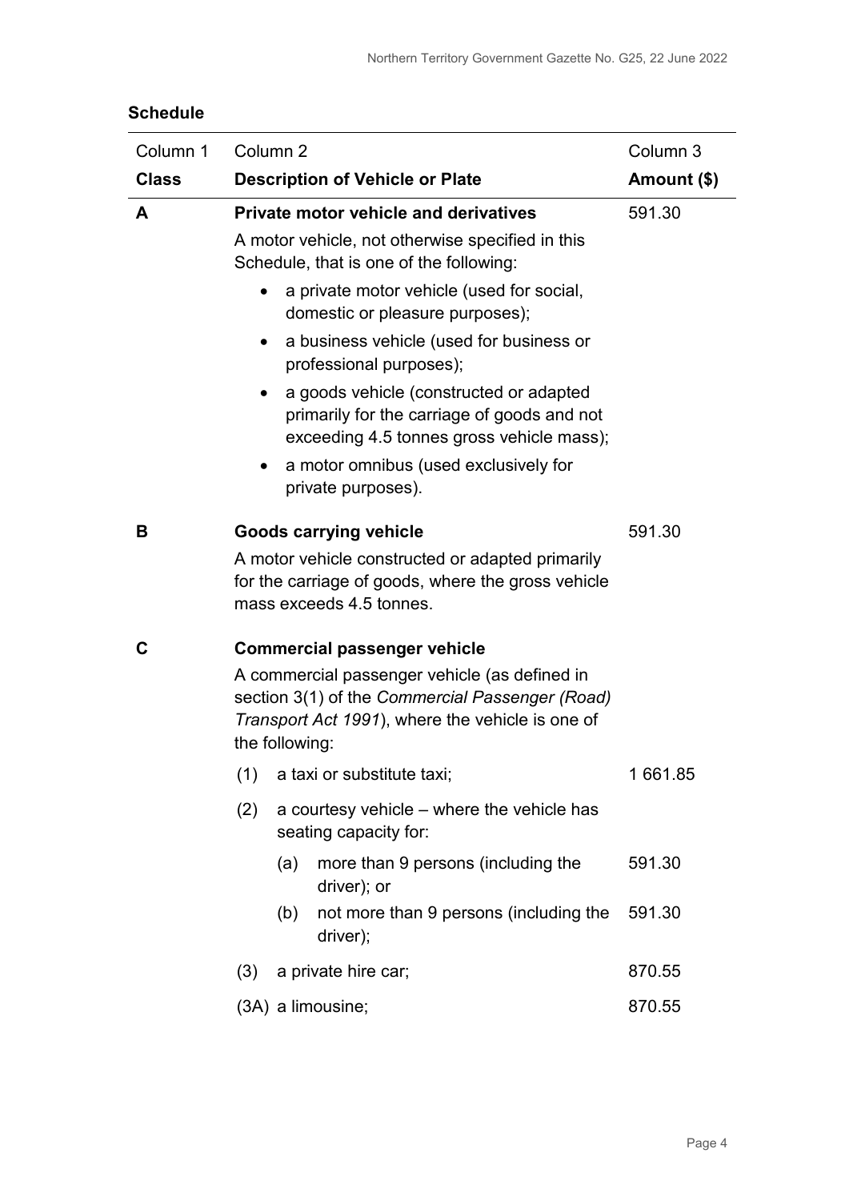**Schedule**

| Column 1<br>**Class** | Column 2<br>**Description of Vehicle or Plate** | Column 3<br>**Amount ($)** |
|---|---|---|
| **A** | **Private motor vehicle and derivatives**<br>A motor vehicle, not otherwise specified in this Schedule, that is one of the following:<br>• a private motor vehicle (used for social, domestic or pleasure purposes);<br>• a business vehicle (used for business or professional purposes);<br>• a goods vehicle (constructed or adapted primarily for the carriage of goods and not exceeding 4.5 tonnes gross vehicle mass);<br>• a motor omnibus (used exclusively for private purposes). | 591.30 |
| **B** | **Goods carrying vehicle**<br>A motor vehicle constructed or adapted primarily for the carriage of goods, where the gross vehicle mass exceeds 4.5 tonnes. | 591.30 |
| **C** | **Commercial passenger vehicle**<br>A commercial passenger vehicle (as defined in section 3(1) of the *Commercial Passenger (Road) Transport Act 1991*), where the vehicle is one of the following: | |
| | (1) a taxi or substitute taxi; | 1 661.85 |
| | (2) a courtesy vehicle – where the vehicle has seating capacity for: | |
| | (a) more than 9 persons (including the driver); or | 591.30 |
| | (b) not more than 9 persons (including the driver); | 591.30 |
| | (3) a private hire car; | 870.55 |
| | (3A) a limousine; | 870.55 |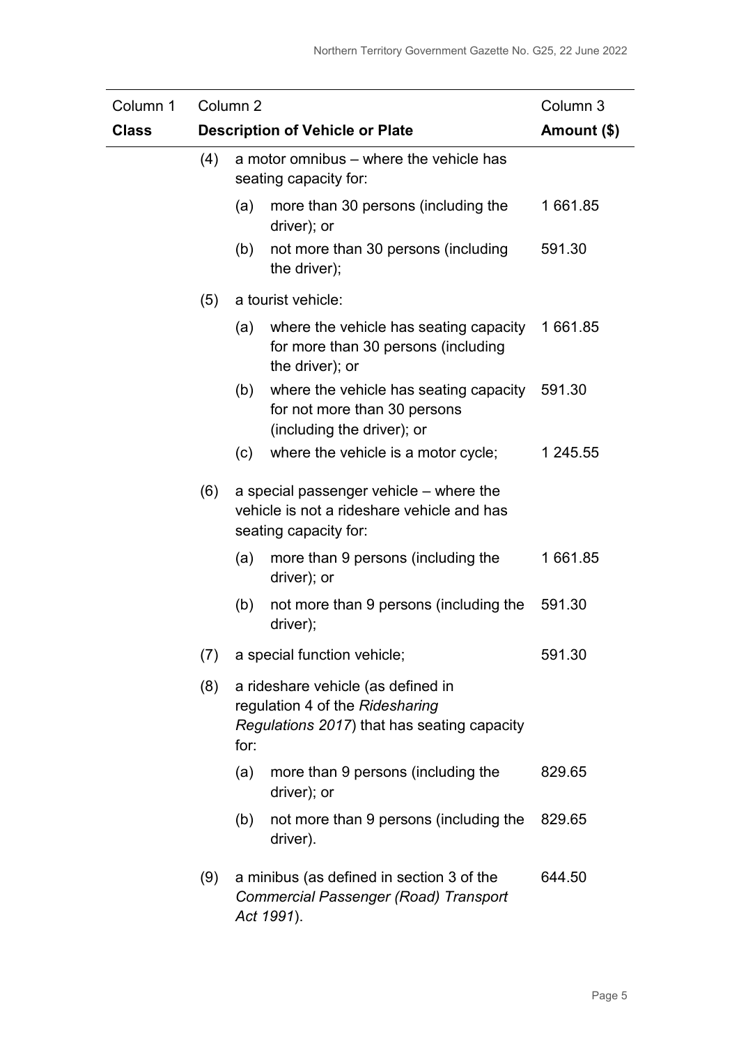| Column 1<br>**Class** | Column 2<br>**Description of Vehicle or Plate** | Column 3<br>**Amount ($)** |
|---|---|---|
| | (4) a motor omnibus – where the vehicle has seating capacity for: | |
| | (a) more than 30 persons (including the driver); or | 1 661.85 |
| | (b) not more than 30 persons (including the driver); | 591.30 |
| | (5) a tourist vehicle: | |
| | (a) where the vehicle has seating capacity for more than 30 persons (including the driver); or | 1 661.85 |
| | (b) where the vehicle has seating capacity for not more than 30 persons (including the driver); or | 591.30 |
| | (c) where the vehicle is a motor cycle; | 1 245.55 |
| | (6) a special passenger vehicle – where the vehicle is not a rideshare vehicle and has seating capacity for: | |
| | (a) more than 9 persons (including the driver); or | 1 661.85 |
| | (b) not more than 9 persons (including the driver); | 591.30 |
| | (7) a special function vehicle; | 591.30 |
| | (8) a rideshare vehicle (as defined in regulation 4 of the *Ridesharing Regulations 2017*) that has seating capacity for: | |
| | (a) more than 9 persons (including the driver); or | 829.65 |
| | (b) not more than 9 persons (including the driver). | 829.65 |
| | (9) a minibus (as defined in section 3 of the *Commercial Passenger (Road) Transport Act 1991*). | 644.50 |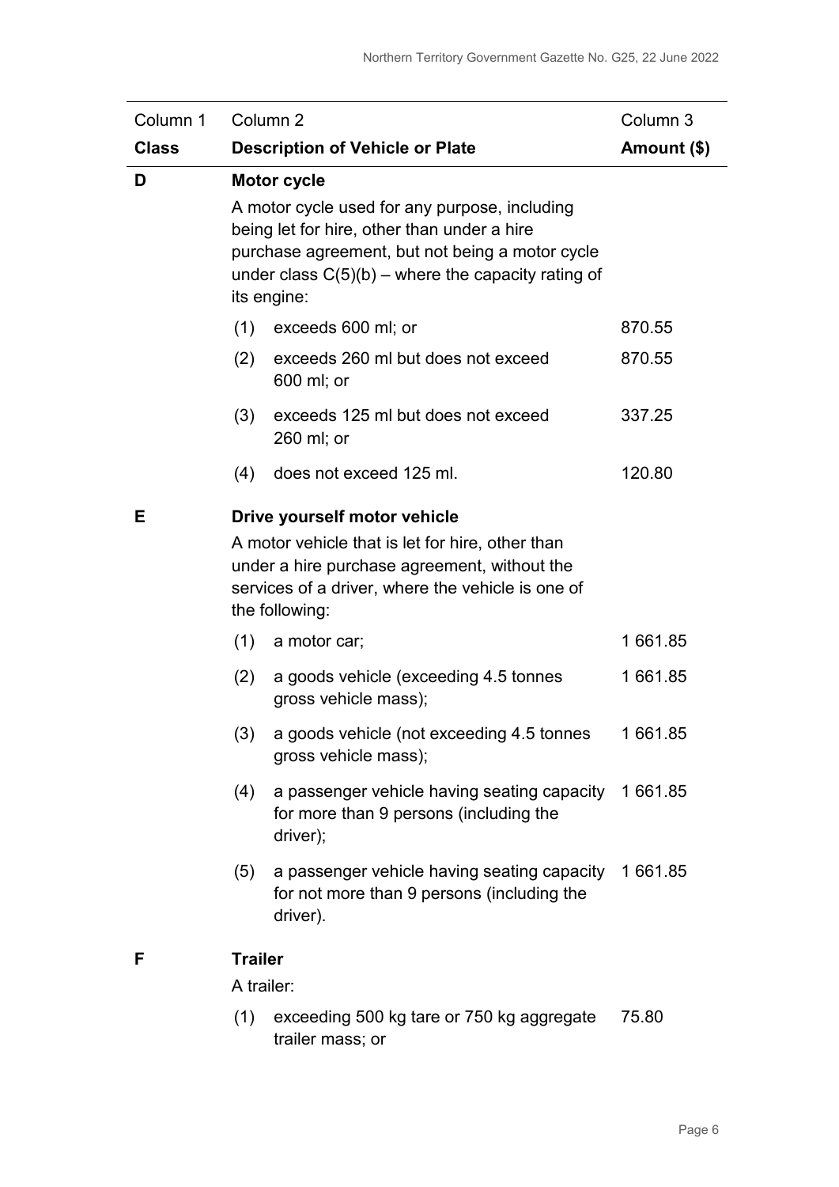| Column 1<br>**Class** | Column 2<br>**Description of Vehicle or Plate** | Column 3<br>**Amount ($)** |
|---|---|---|
| **D** | **Motor cycle** | |
| | A motor cycle used for any purpose, including being let for hire, other than under a hire purchase agreement, but not being a motor cycle under class C(5)(b) – where the capacity rating of its engine: | |
| | (1) exceeds 600 ml; or | 870.55 |
| | (2) exceeds 260 ml but does not exceed 600 ml; or | 870.55 |
| | (3) exceeds 125 ml but does not exceed 260 ml; or | 337.25 |
| | (4) does not exceed 125 ml. | 120.80 |
| **E** | **Drive yourself motor vehicle** | |
| | A motor vehicle that is let for hire, other than under a hire purchase agreement, without the services of a driver, where the vehicle is one of the following: | |
| | (1) a motor car; | 1 661.85 |
| | (2) a goods vehicle (exceeding 4.5 tonnes gross vehicle mass); | 1 661.85 |
| | (3) a goods vehicle (not exceeding 4.5 tonnes gross vehicle mass); | 1 661.85 |
| | (4) a passenger vehicle having seating capacity for more than 9 persons (including the driver); | 1 661.85 |
| | (5) a passenger vehicle having seating capacity for not more than 9 persons (including the driver). | 1 661.85 |
| **F** | **Trailer** | |
| | A trailer: | |
| | (1) exceeding 500 kg tare or 750 kg aggregate trailer mass; or | 75.80 |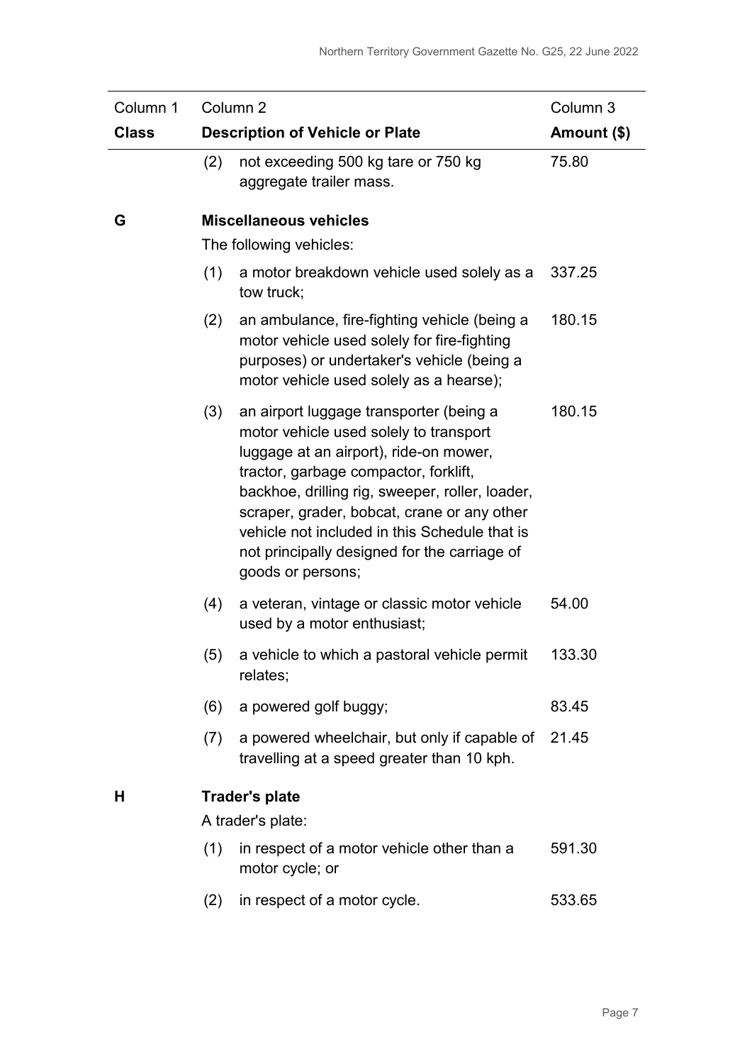| Column 1<br>**Class** | Column 2<br>**Description of Vehicle or Plate** | Column 3<br>**Amount ($)** |
|---|---|---|
| | (2) not exceeding 500 kg tare or 750 kg aggregate trailer mass. | 75.80 |
| **G** | **Miscellaneous vehicles**<br>The following vehicles: | |
| | (1) a motor breakdown vehicle used solely as a tow truck; | 337.25 |
| | (2) an ambulance, fire-fighting vehicle (being a motor vehicle used solely for fire-fighting purposes) or undertaker's vehicle (being a motor vehicle used solely as a hearse); | 180.15 |
| | (3) an airport luggage transporter (being a motor vehicle used solely to transport luggage at an airport), ride-on mower, tractor, garbage compactor, forklift, backhoe, drilling rig, sweeper, roller, loader, scraper, grader, bobcat, crane or any other vehicle not included in this Schedule that is not principally designed for the carriage of goods or persons; | 180.15 |
| | (4) a veteran, vintage or classic motor vehicle used by a motor enthusiast; | 54.00 |
| | (5) a vehicle to which a pastoral vehicle permit relates; | 133.30 |
| | (6) a powered golf buggy; | 83.45 |
| | (7) a powered wheelchair, but only if capable of travelling at a speed greater than 10 kph. | 21.45 |
| **H** | **Trader's plate**<br>A trader's plate: | |
| | (1) in respect of a motor vehicle other than a motor cycle; or | 591.30 |
| | (2) in respect of a motor cycle. | 533.65 |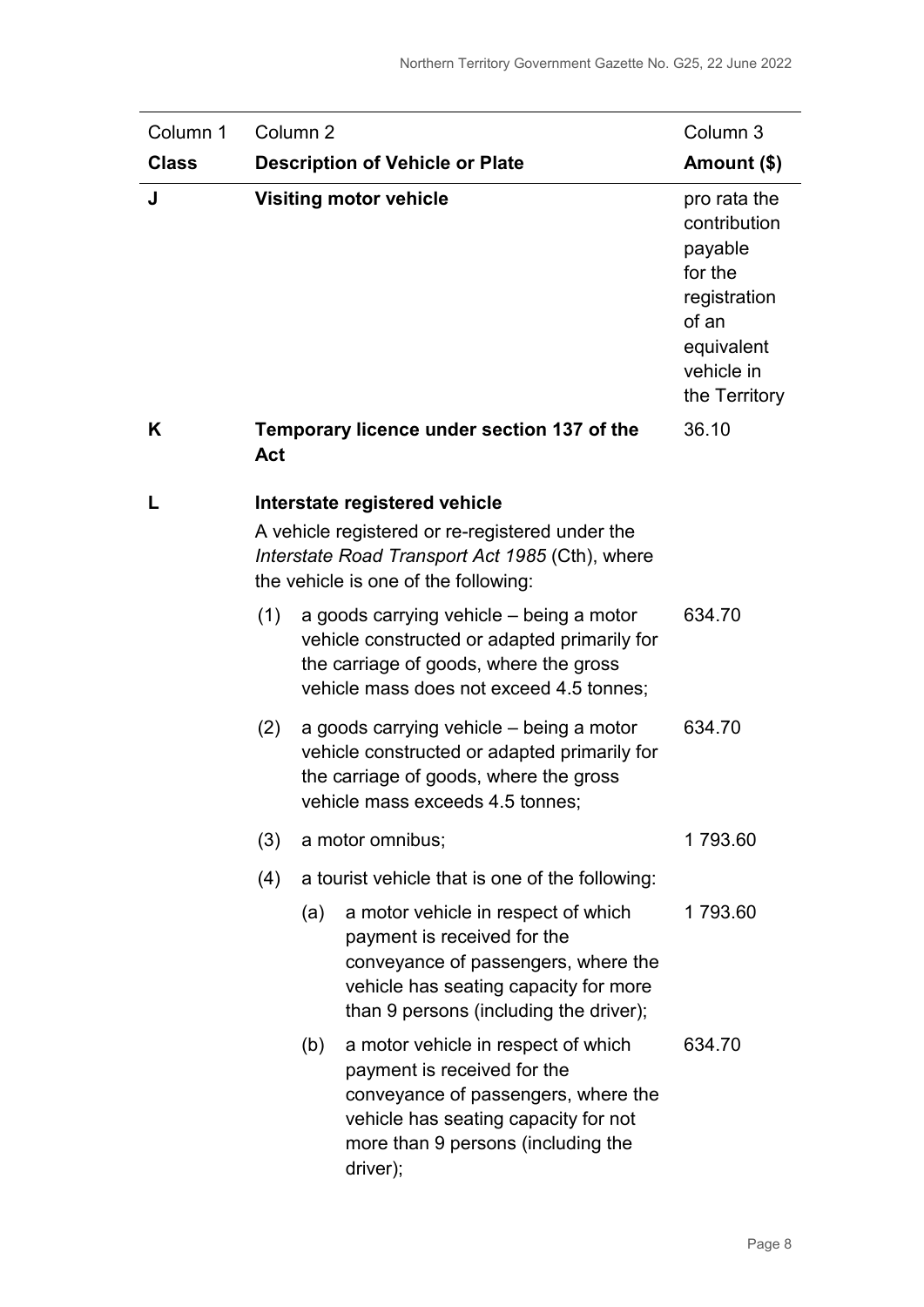| Column 1<br>**Class** | Column 2<br>**Description of Vehicle or Plate** | Column 3<br>**Amount ($)** |
|---|---|---|
| **J** | **Visiting motor vehicle** | pro rata the contribution payable for the registration of an equivalent vehicle in the Territory |
| **K** | **Temporary licence under section 137 of the Act** | 36.10 |
| **L** | **Interstate registered vehicle**<br>A vehicle registered or re-registered under the *Interstate Road Transport Act 1985* (Cth), where the vehicle is one of the following: | |
| | (1) a goods carrying vehicle – being a motor vehicle constructed or adapted primarily for the carriage of goods, where the gross vehicle mass does not exceed 4.5 tonnes; | 634.70 |
| | (2) a goods carrying vehicle – being a motor vehicle constructed or adapted primarily for the carriage of goods, where the gross vehicle mass exceeds 4.5 tonnes; | 634.70 |
| | (3) a motor omnibus; | 1 793.60 |
| | (4) a tourist vehicle that is one of the following: | |
| | (a) a motor vehicle in respect of which payment is received for the conveyance of passengers, where the vehicle has seating capacity for more than 9 persons (including the driver); | 1 793.60 |
| | (b) a motor vehicle in respect of which payment is received for the conveyance of passengers, where the vehicle has seating capacity for not more than 9 persons (including the driver); | 634.70 |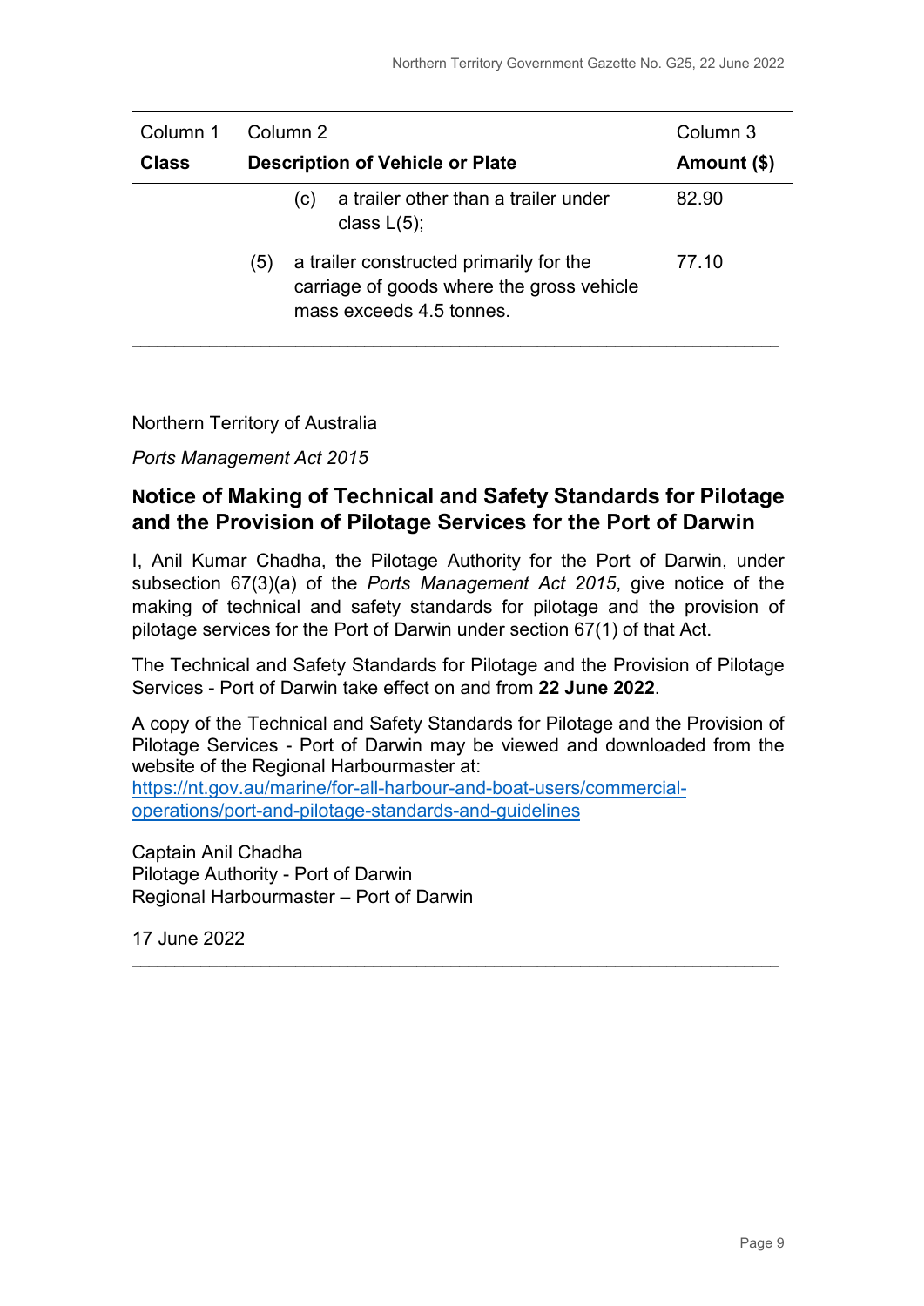| Column 1 | Column 2 | Column 3 |
| --- | --- | --- |
| **Class** | **Description of Vehicle or Plate** | **Amount ($)** |
| | (c) a trailer other than a trailer under class L(5); | 82.90 |
| | (5) a trailer constructed primarily for the carriage of goods where the gross vehicle mass exceeds 4.5 tonnes. | 77.10 |

---

Northern Territory of Australia

*Ports Management Act 2015*

## Notice of Making of Technical and Safety Standards for Pilotage and the Provision of Pilotage Services for the Port of Darwin

I, Anil Kumar Chadha, the Pilotage Authority for the Port of Darwin, under subsection 67(3)(a) of the *Ports Management Act 2015*, give notice of the making of technical and safety standards for pilotage and the provision of pilotage services for the Port of Darwin under section 67(1) of that Act.

The Technical and Safety Standards for Pilotage and the Provision of Pilotage Services - Port of Darwin take effect on and from **22 June 2022**.

A copy of the Technical and Safety Standards for Pilotage and the Provision of Pilotage Services - Port of Darwin may be viewed and downloaded from the website of the Regional Harbourmaster at:
https://nt.gov.au/marine/for-all-harbour-and-boat-users/commercial-operations/port-and-pilotage-standards-and-guidelines

Captain Anil Chadha
Pilotage Authority - Port of Darwin
Regional Harbourmaster – Port of Darwin

17 June 2022

---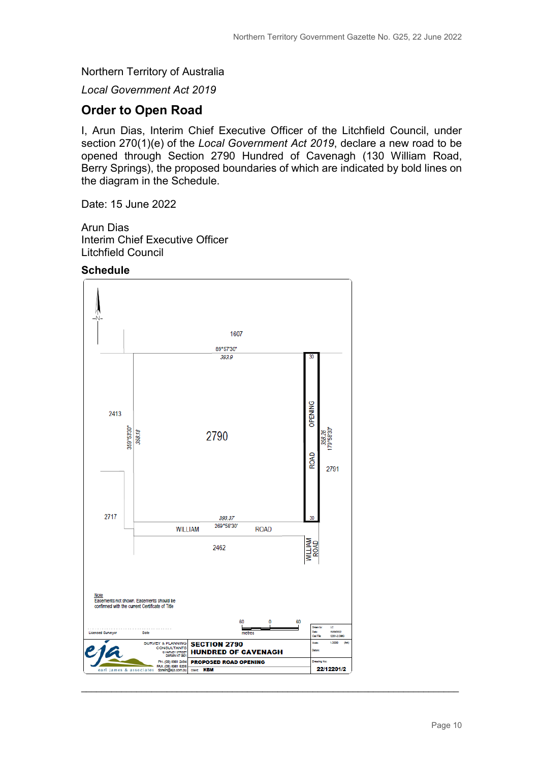Northern Territory of Australia

*Local Government Act 2019*

## Order to Open Road

I, Arun Dias, Interim Chief Executive Officer of the Litchfield Council, under section 270(1)(e) of the *Local Government Act 2019*, declare a new road to be opened through Section 2790 Hundred of Cavenagh (130 William Road, Berry Springs), the proposed boundaries of which are indicated by bold lines on the diagram in the Schedule.

Date: 15 June 2022

Arun Dias
Interim Chief Executive Officer
Litchfield Council

### Schedule

N

1607

89°57'30"
393.9

30

2413

359°53'30"
358.18

2790

OPENING

ROAD

358.26
179°58'30"

2791

30

2717

393.37
269°58'30'

WILLIAM ROAD

2462

WILLIAM ROAD

Note
Easements not shown. Easements should be confirmed with the current Certificate of Title

60 0 60
metres

Licensed Surveyor Date

eja
earl james & associates

SURVEY & PLANNING CONSULTANTS

PH: (08) 8981 2494
FAX: (08) 8981 5305
darwin@eja.com.au

**SECTION 2790**
**HUNDRED OF CAVENAGH**

**PROPOSED ROAD OPENING**

Client: **KBM**

Drawn by: LC
Date: 15/06/2022
Cad File: 12201-2.DWG
Scale: 1:3000 (A4)
Datum:
Drawing No: **22/12201/2**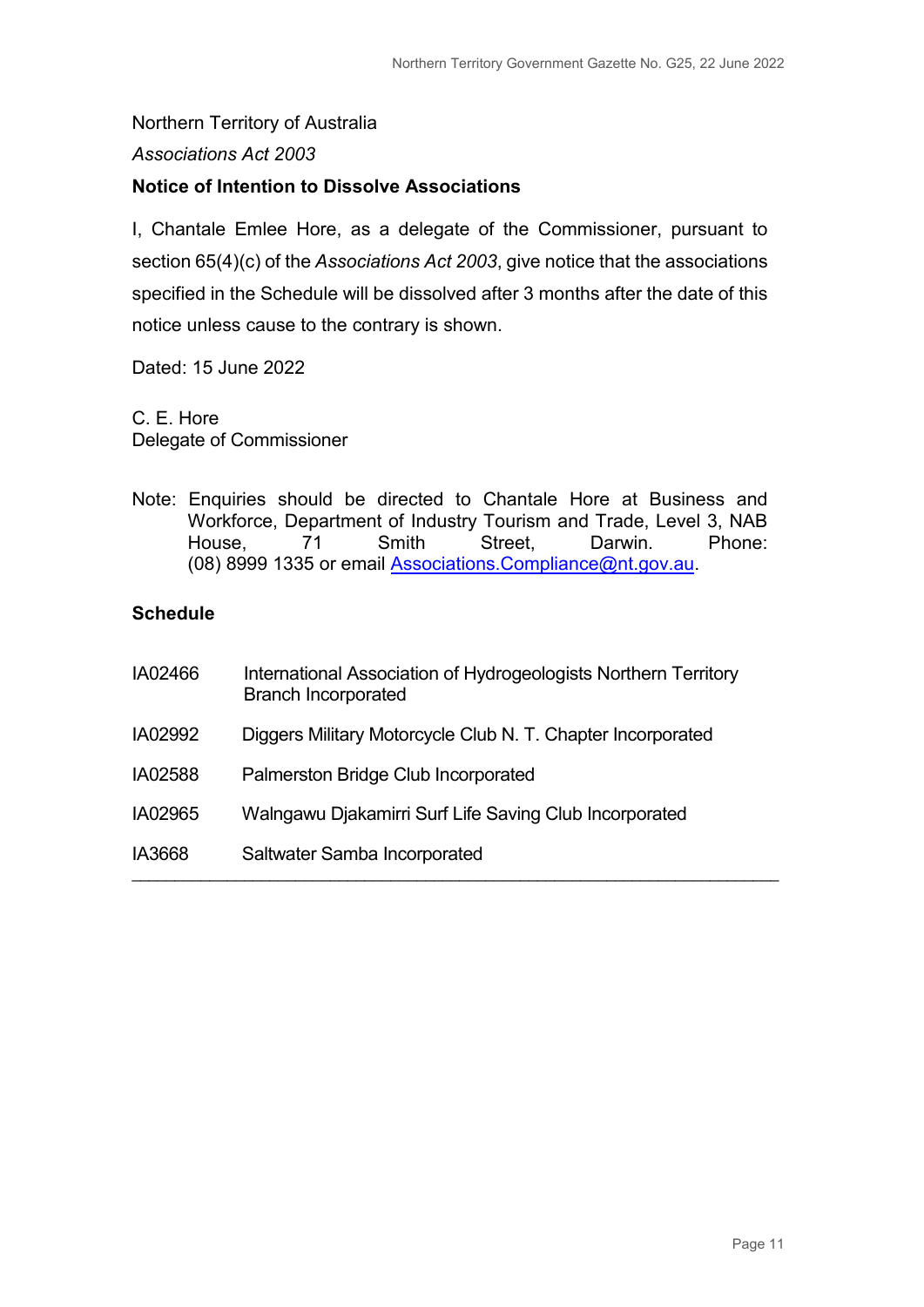Northern Territory of Australia

*Associations Act 2003*

**Notice of Intention to Dissolve Associations**

I, Chantale Emlee Hore, as a delegate of the Commissioner, pursuant to section 65(4)(c) of the *Associations Act 2003*, give notice that the associations specified in the Schedule will be dissolved after 3 months after the date of this notice unless cause to the contrary is shown.

Dated: 15 June 2022

C. E. Hore
Delegate of Commissioner

Note: Enquiries should be directed to Chantale Hore at Business and Workforce, Department of Industry Tourism and Trade, Level 3, NAB House, 71 Smith Street, Darwin. Phone: (08) 8999 1335 or email Associations.Compliance@nt.gov.au.

**Schedule**

| | |
|---|---|
| IA02466 | International Association of Hydrogeologists Northern Territory Branch Incorporated |
| IA02992 | Diggers Military Motorcycle Club N. T. Chapter Incorporated |
| IA02588 | Palmerston Bridge Club Incorporated |
| IA02965 | Walngawu Djakamirri Surf Life Saving Club Incorporated |
| IA3668 | Saltwater Samba Incorporated |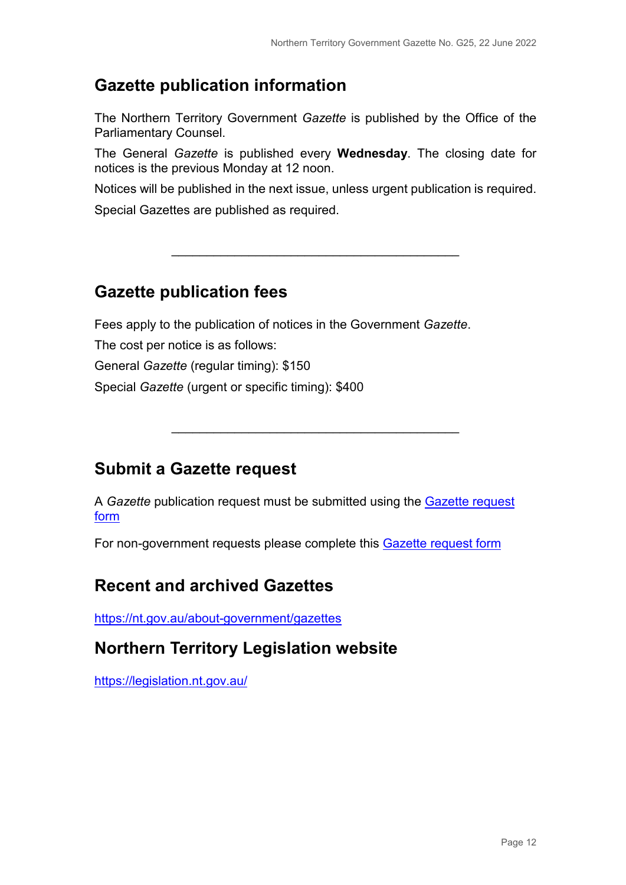## Gazette publication information

The Northern Territory Government *Gazette* is published by the Office of the Parliamentary Counsel.

The General *Gazette* is published every **Wednesday**. The closing date for notices is the previous Monday at 12 noon.

Notices will be published in the next issue, unless urgent publication is required.

Special Gazettes are published as required.

---

## Gazette publication fees

Fees apply to the publication of notices in the Government *Gazette*.

The cost per notice is as follows:

General *Gazette* (regular timing): $150

Special *Gazette* (urgent or specific timing): $400

---

## Submit a Gazette request

A *Gazette* publication request must be submitted using the Gazette request form

For non-government requests please complete this Gazette request form

## Recent and archived Gazettes

https://nt.gov.au/about-government/gazettes

## Northern Territory Legislation website

https://legislation.nt.gov.au/